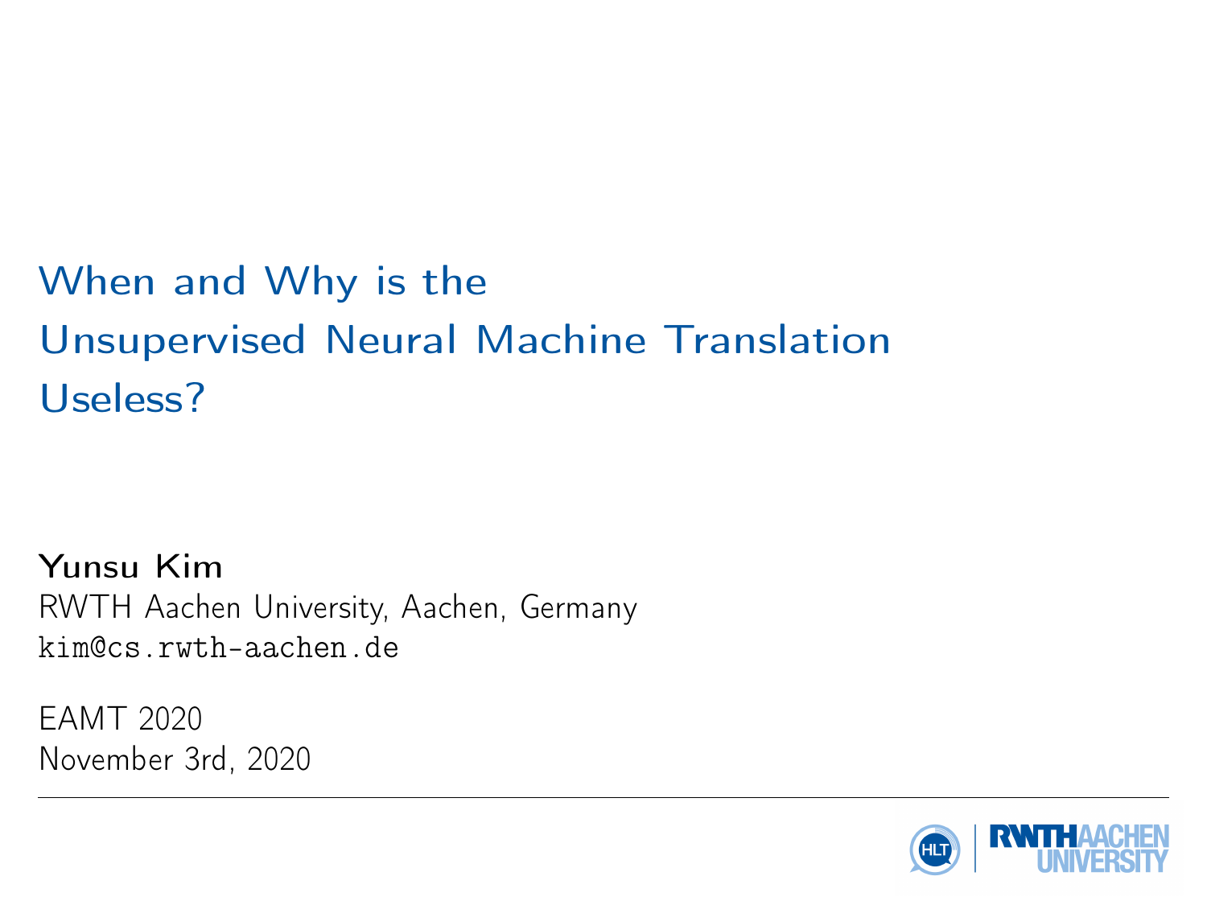# When and Why is the Unsupervised Neural Machine Translation Useless?

**Yunsu Kim**
RWTH Aachen University, Aachen, Germany
kim@cs.rwth-aachen.de

EAMT 2020
November 3rd, 2020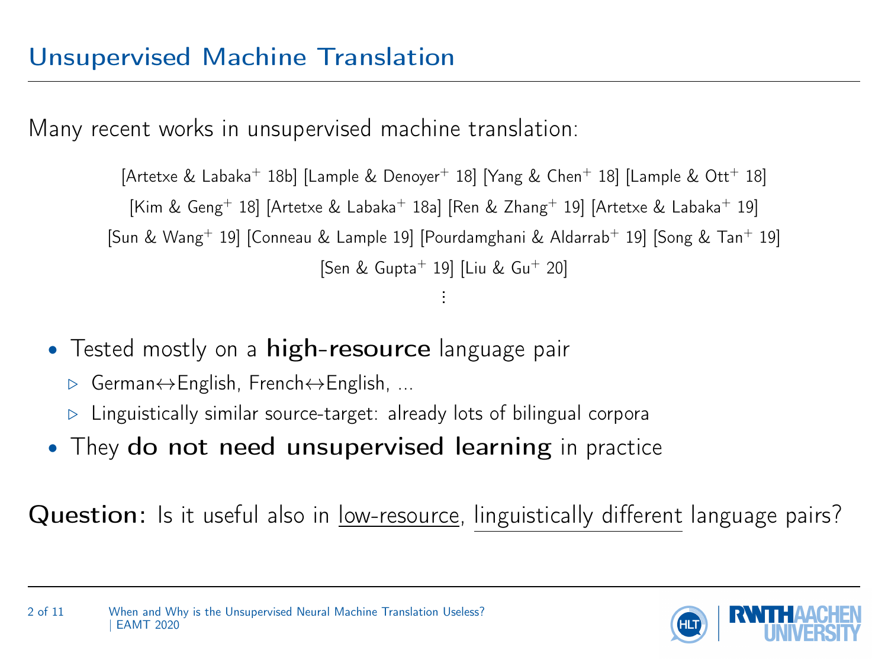# Unsupervised Machine Translation

Many recent works in unsupervised machine translation:

[Artetxe & Labaka$^{+}$ 18b] [Lample & Denoyer$^{+}$ 18] [Yang & Chen$^{+}$ 18] [Lample & Ott$^{+}$ 18]
[Kim & Geng$^{+}$ 18] [Artetxe & Labaka$^{+}$ 18a] [Ren & Zhang$^{+}$ 19] [Artetxe & Labaka$^{+}$ 19]
[Sun & Wang$^{+}$ 19] [Conneau & Lample 19] [Pourdamghani & Aldarrab$^{+}$ 19] [Song & Tan$^{+}$ 19]
[Sen & Gupta$^{+}$ 19] [Liu & Gu$^{+}$ 20]

⋮

- Tested mostly on a **high-resource** language pair
  - German↔English, French↔English, ...
  - Linguistically similar source-target: already lots of bilingual corpora
- They **do not need unsupervised learning** in practice

**Question:** Is it useful also in low-resource, linguistically different language pairs?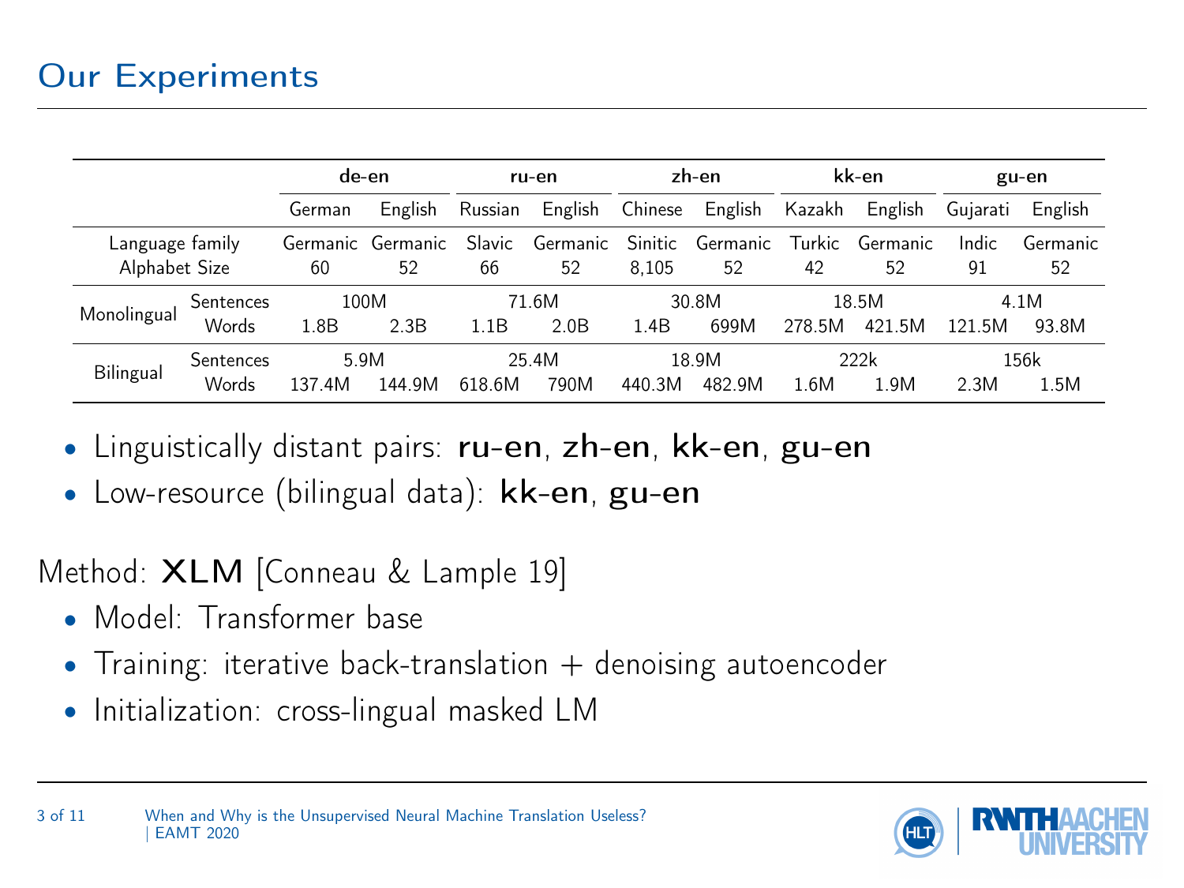# Our Experiments

| | | de-en | | ru-en | | zh-en | | kk-en | | gu-en | |
|---|---|---|---|---|---|---|---|---|---|---|---|
| | | German | English | Russian | English | Chinese | English | Kazakh | English | Gujarati | English |
| Language family | | Germanic | Germanic | Slavic | Germanic | Sinitic | Germanic | Turkic | Germanic | Indic | Germanic |
| Alphabet Size | | 60 | 52 | 66 | 52 | 8,105 | 52 | 42 | 52 | 91 | 52 |
| Monolingual | Sentences | 100M | | 71.6M | | 30.8M | | 18.5M | | 4.1M | |
| | Words | 1.8B | 2.3B | 1.1B | 2.0B | 1.4B | 699M | 278.5M | 421.5M | 121.5M | 93.8M |
| Bilingual | Sentences | 5.9M | | 25.4M | | 18.9M | | 222k | | 156k | |
| | Words | 137.4M | 144.9M | 618.6M | 790M | 440.3M | 482.9M | 1.6M | 1.9M | 2.3M | 1.5M |

- Linguistically distant pairs: **ru-en**, **zh-en**, **kk-en**, **gu-en**
- Low-resource (bilingual data): **kk-en**, **gu-en**

Method: **XLM** [Conneau & Lample 19]

- Model: Transformer base
- Training: iterative back-translation + denoising autoencoder
- Initialization: cross-lingual masked LM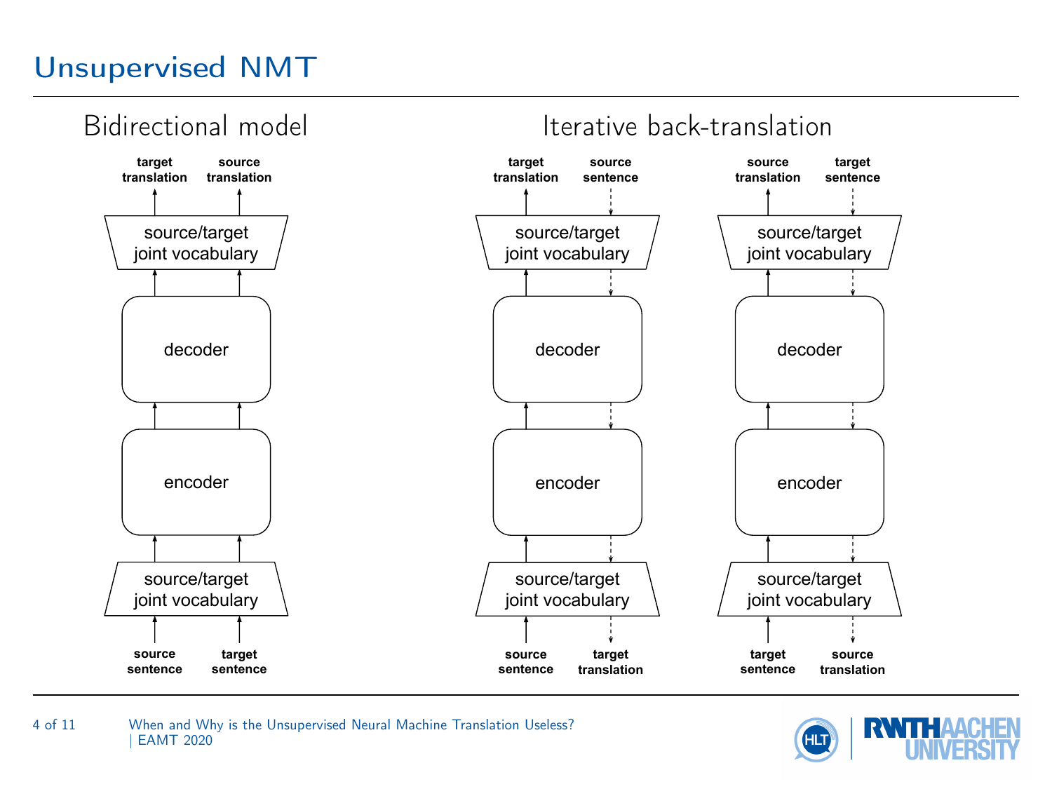# Unsupervised NMT

## Bidirectional model

target translation | source translation

source/target joint vocabulary

decoder

encoder

source/target joint vocabulary

source sentence | target sentence

## Iterative back-translation

target translation | source sentence

source/target joint vocabulary

decoder

encoder

source/target joint vocabulary

source sentence | target translation

source translation | target sentence

source/target joint vocabulary

decoder

encoder

source/target joint vocabulary

target sentence | source translation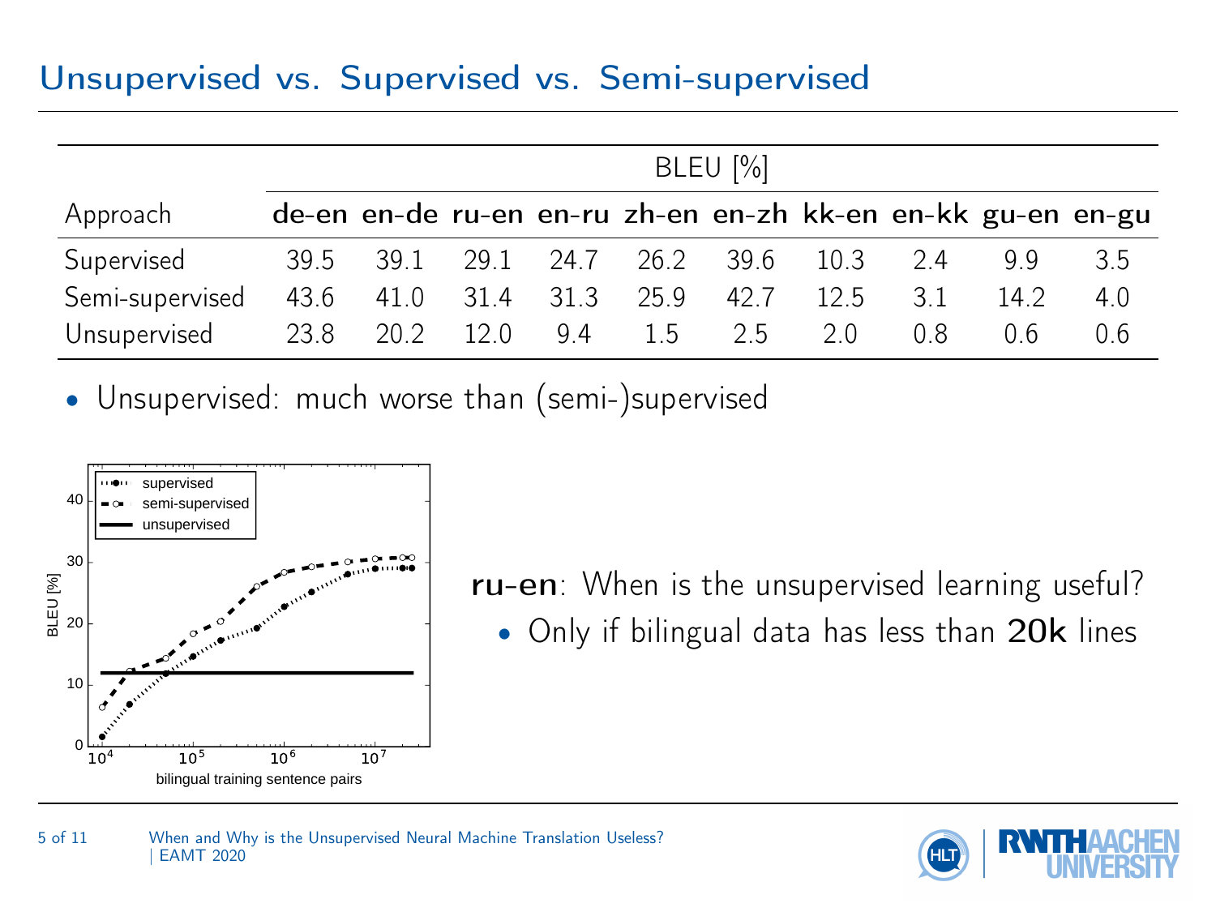# Unsupervised vs. Supervised vs. Semi-supervised

| | BLEU [%] | | | | | | | | | |
|---|---|---|---|---|---|---|---|---|---|---|
| Approach | **de-en** | **en-de** | **ru-en** | **en-ru** | **zh-en** | **en-zh** | **kk-en** | **en-kk** | **gu-en** | **en-gu** |
| Supervised | 39.5 | 39.1 | 29.1 | 24.7 | 26.2 | 39.6 | 10.3 | 2.4 | 9.9 | 3.5 |
| Semi-supervised | 43.6 | 41.0 | 31.4 | 31.3 | 25.9 | 42.7 | 12.5 | 3.1 | 14.2 | 4.0 |
| Unsupervised | 23.8 | 20.2 | 12.0 | 9.4 | 1.5 | 2.5 | 2.0 | 0.8 | 0.6 | 0.6 |

- Unsupervised: much worse than (semi-)supervised

**ru-en**: When is the unsupervised learning useful?

- Only if bilingual data has less than **20k** lines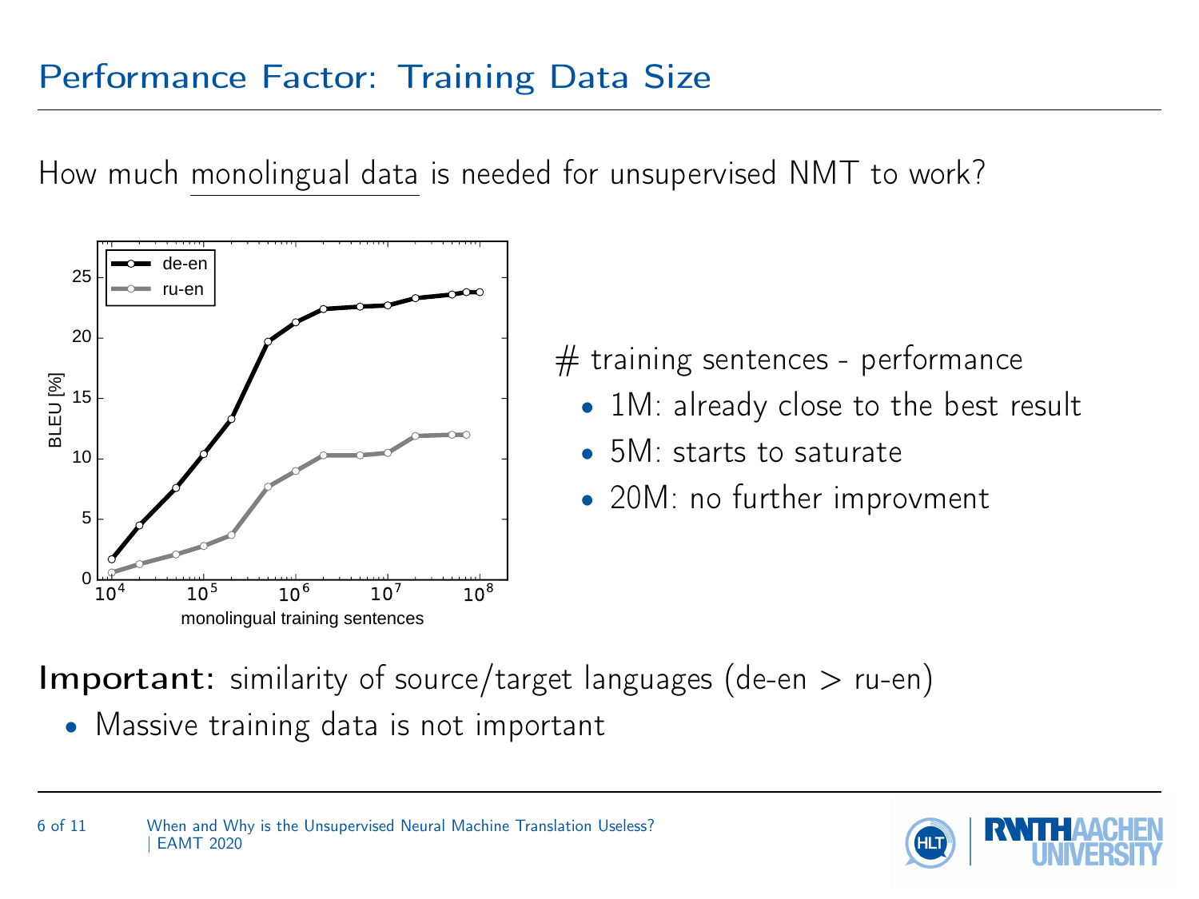# Performance Factor: Training Data Size

How much monolingual data is needed for unsupervised NMT to work?

# training sentences - performance

- 1M: already close to the best result
- 5M: starts to saturate
- 20M: no further improvment

**Important:** similarity of source/target languages (de-en > ru-en)

- Massive training data is not important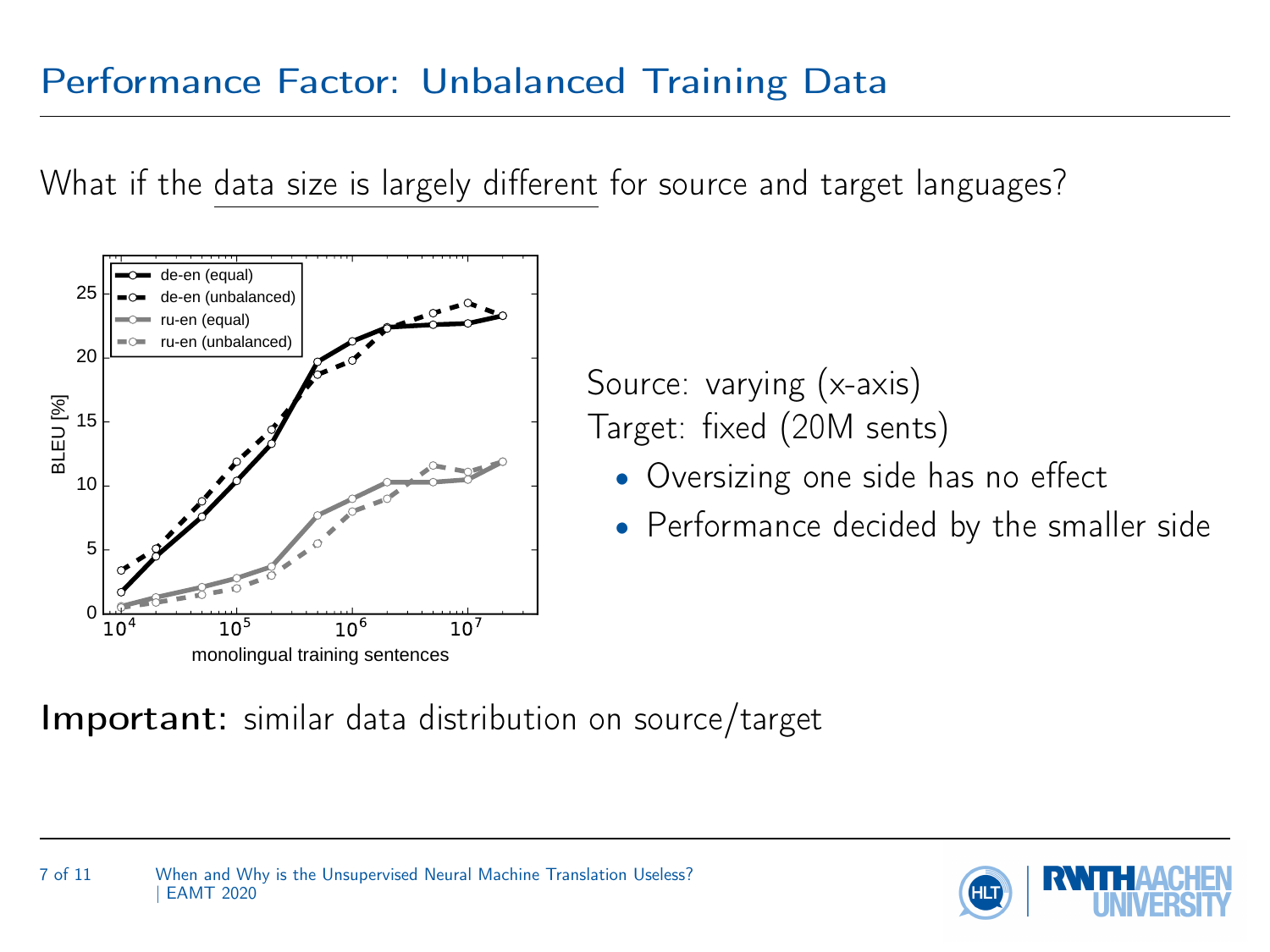# Performance Factor: Unbalanced Training Data

What if the data size is largely different for source and target languages?

Source: varying (x-axis)
Target: fixed (20M sents)

- Oversizing one side has no effect
- Performance decided by the smaller side

**Important:** similar data distribution on source/target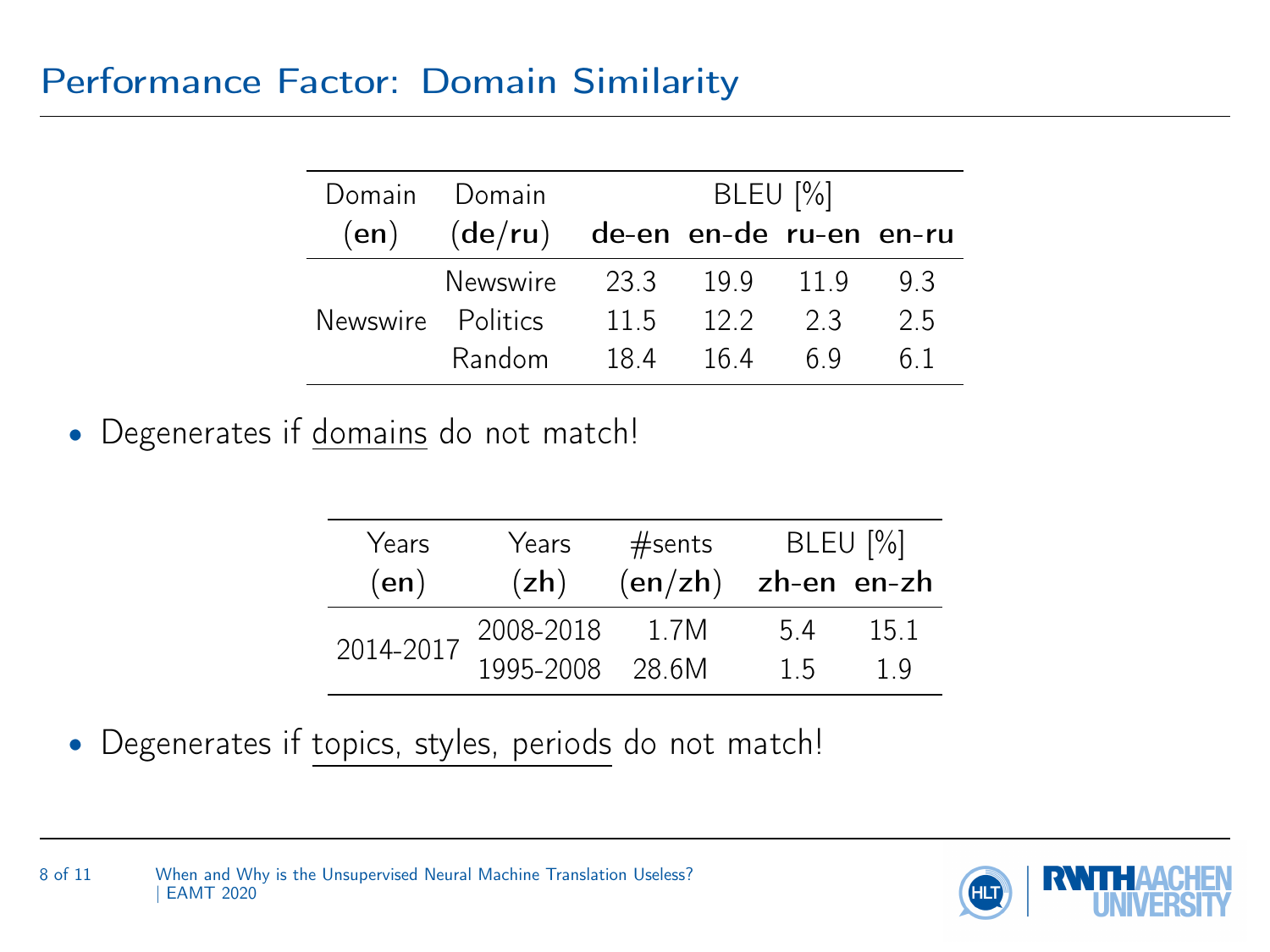# Performance Factor: Domain Similarity

| Domain (en) | Domain (de/ru) | BLEU [%] de-en | en-de | ru-en | en-ru |
|---|---|---|---|---|---|
| Newswire | Newswire | 23.3 | 19.9 | 11.9 | 9.3 |
| | Politics | 11.5 | 12.2 | 2.3 | 2.5 |
| | Random | 18.4 | 16.4 | 6.9 | 6.1 |

- Degenerates if domains do not match!

| Years (en) | Years (zh) | #sents (en/zh) | BLEU [%] zh-en | en-zh |
|---|---|---|---|---|
| 2014-2017 | 2008-2018 | 1.7M | 5.4 | 15.1 |
| | 1995-2008 | 28.6M | 1.5 | 1.9 |

- Degenerates if topics, styles, periods do not match!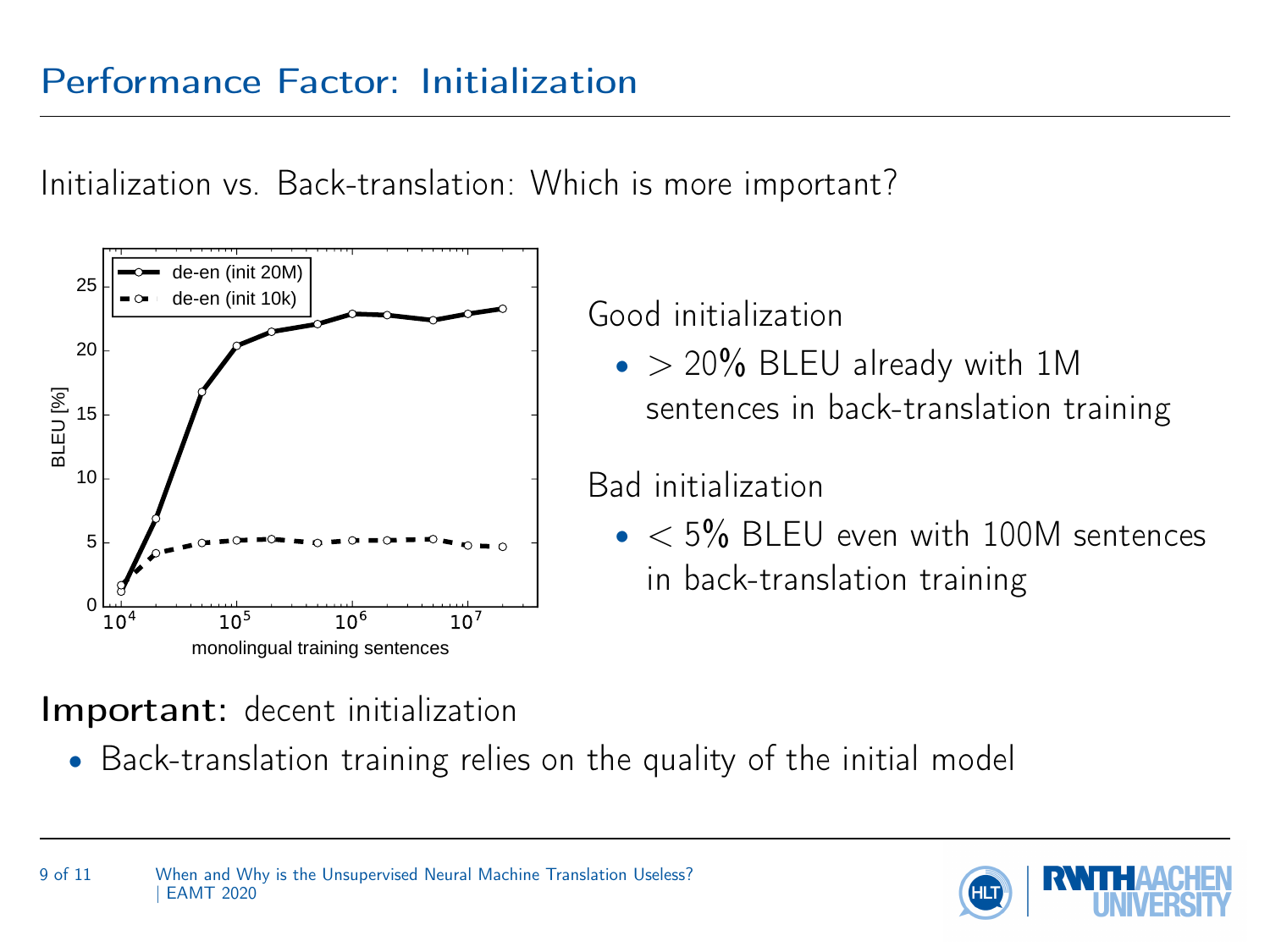# Performance Factor: Initialization

Initialization vs. Back-translation: Which is more important?

Good initialization

- $>20\%$ BLEU already with 1M sentences in back-translation training

Bad initialization

- $<5\%$ BLEU even with 100M sentences in back-translation training

**Important:** decent initialization

- Back-translation training relies on the quality of the initial model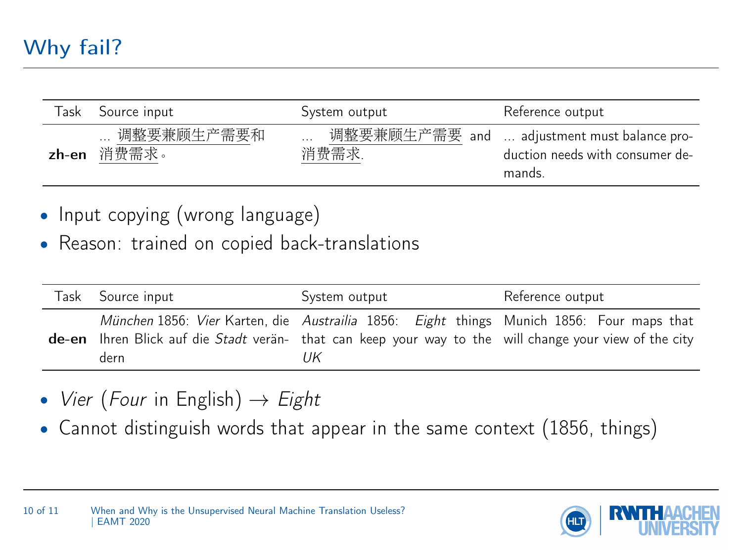# Why fail?

| Task | Source input | System output | Reference output |
|---|---|---|---|
| **zh-en** | ... 调整要兼顾生产需要和消费需求。 | ... 调整要兼顾生产需要 and 消费需求. | ... adjustment must balance production needs with consumer demands. |

- Input copying (wrong language)
- Reason: trained on copied back-translations

| Task | Source input | System output | Reference output |
|---|---|---|---|
| **de-en** | *München* 1856: *Vier* Karten, die Ihren Blick auf die *Stadt* verändern | *Austrailia* 1856: *Eight* things that can keep your way to the *UK* | Munich 1856: Four maps that will change your view of the city |

- *Vier* (*Four* in English) → *Eight*
- Cannot distinguish words that appear in the same context (1856, things)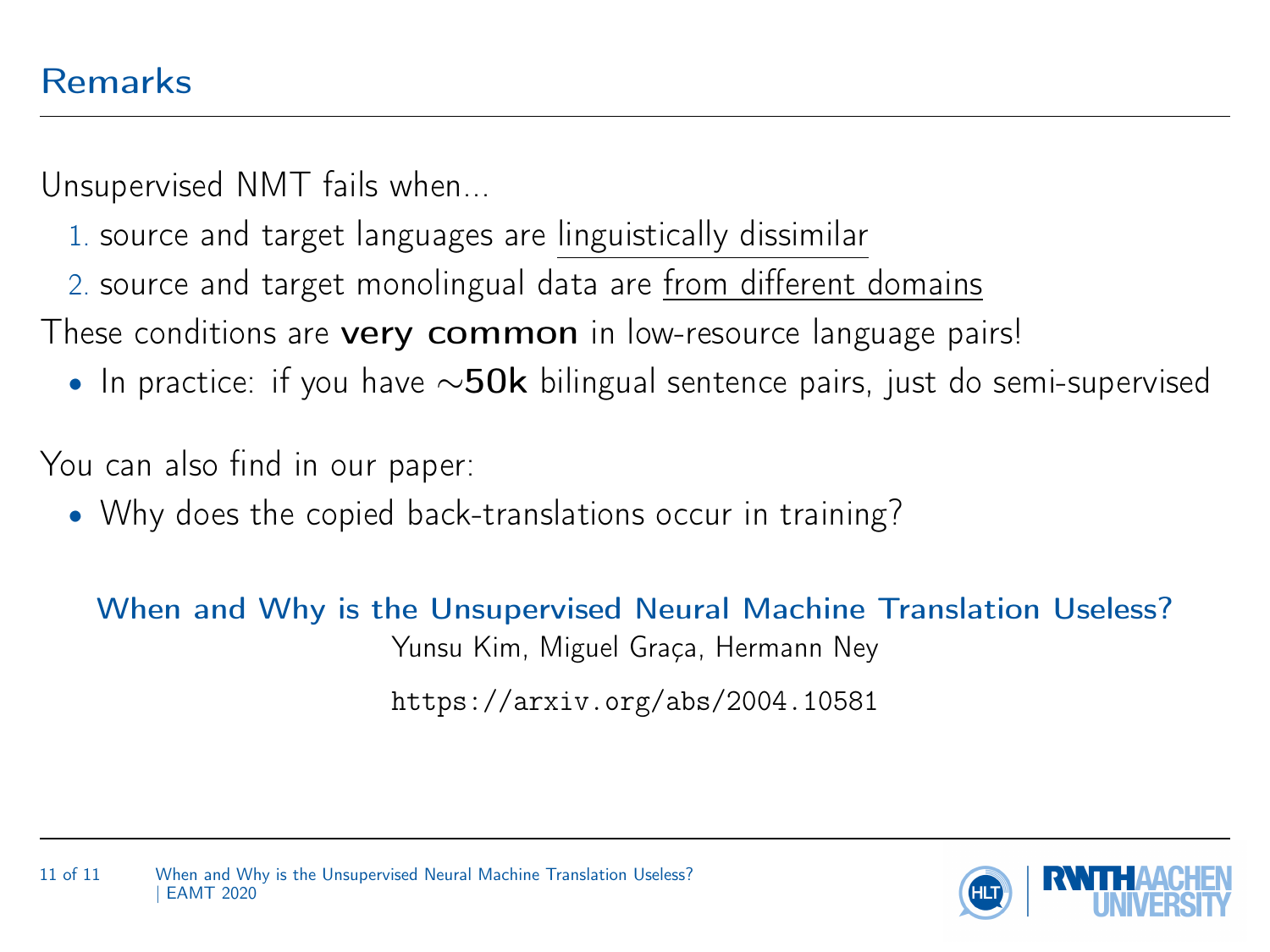## Remarks

Unsupervised NMT fails when...

1. source and target languages are linguistically dissimilar
2. source and target monolingual data are from different domains

These conditions are **very common** in low-resource language pairs!

- In practice: if you have $\sim$**50k** bilingual sentence pairs, just do semi-supervised

You can also find in our paper:

- Why does the copied back-translations occur in training?

**When and Why is the Unsupervised Neural Machine Translation Useless?**

Yunsu Kim, Miguel Graça, Hermann Ney

`https://arxiv.org/abs/2004.10581`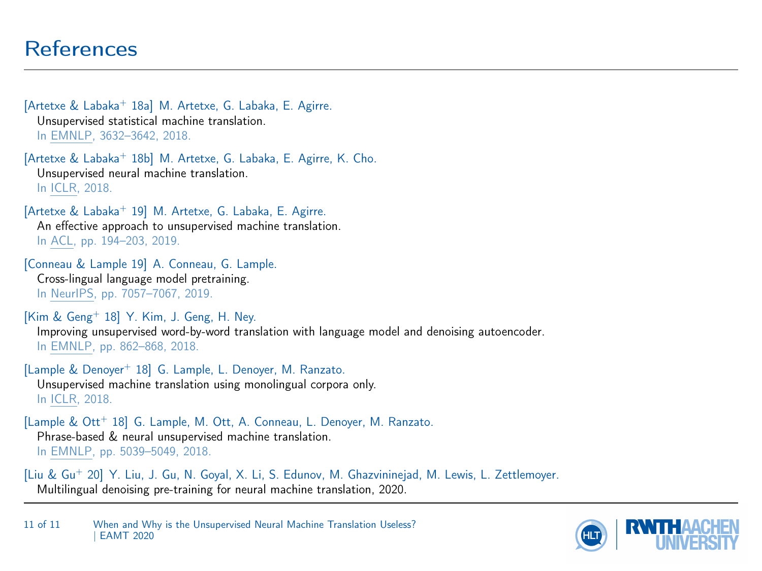# References

[Artetxe & Labaka+ 18a] M. Artetxe, G. Labaka, E. Agirre.
Unsupervised statistical machine translation.
In EMNLP, 3632–3642, 2018.

[Artetxe & Labaka+ 18b] M. Artetxe, G. Labaka, E. Agirre, K. Cho.
Unsupervised neural machine translation.
In ICLR, 2018.

[Artetxe & Labaka+ 19] M. Artetxe, G. Labaka, E. Agirre.
An effective approach to unsupervised machine translation.
In ACL, pp. 194–203, 2019.

[Conneau & Lample 19] A. Conneau, G. Lample.
Cross-lingual language model pretraining.
In NeurIPS, pp. 7057–7067, 2019.

[Kim & Geng+ 18] Y. Kim, J. Geng, H. Ney.
Improving unsupervised word-by-word translation with language model and denoising autoencoder.
In EMNLP, pp. 862–868, 2018.

[Lample & Denoyer+ 18] G. Lample, L. Denoyer, M. Ranzato.
Unsupervised machine translation using monolingual corpora only.
In ICLR, 2018.

[Lample & Ott+ 18] G. Lample, M. Ott, A. Conneau, L. Denoyer, M. Ranzato.
Phrase-based & neural unsupervised machine translation.
In EMNLP, pp. 5039–5049, 2018.

[Liu & Gu+ 20] Y. Liu, J. Gu, N. Goyal, X. Li, S. Edunov, M. Ghazvininejad, M. Lewis, L. Zettlemoyer.
Multilingual denoising pre-training for neural machine translation, 2020.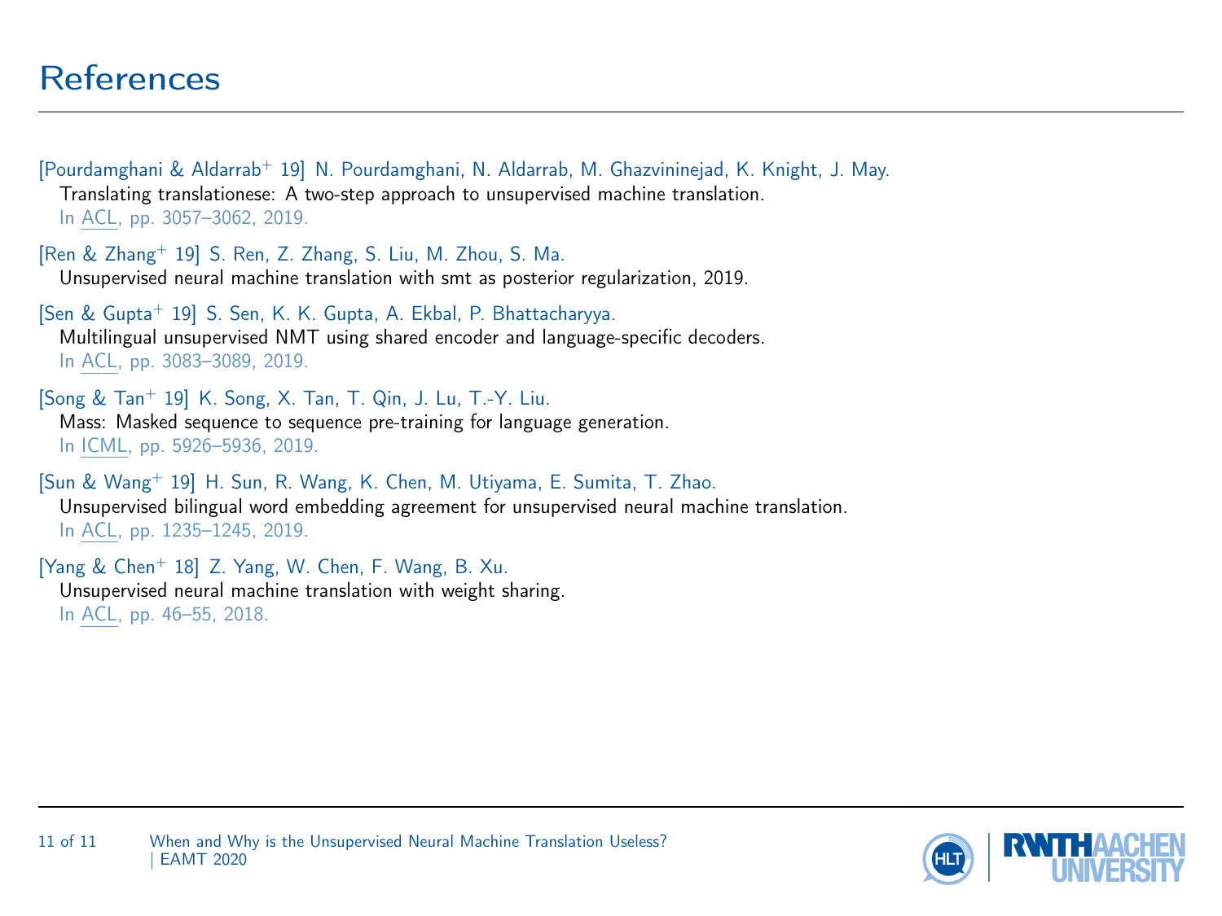# References

[Pourdamghani & Aldarrab+ 19] N. Pourdamghani, N. Aldarrab, M. Ghazvininejad, K. Knight, J. May.
Translating translationese: A two-step approach to unsupervised machine translation.
In ACL, pp. 3057–3062, 2019.

[Ren & Zhang+ 19] S. Ren, Z. Zhang, S. Liu, M. Zhou, S. Ma.
Unsupervised neural machine translation with smt as posterior regularization, 2019.

[Sen & Gupta+ 19] S. Sen, K. K. Gupta, A. Ekbal, P. Bhattacharyya.
Multilingual unsupervised NMT using shared encoder and language-specific decoders.
In ACL, pp. 3083–3089, 2019.

[Song & Tan+ 19] K. Song, X. Tan, T. Qin, J. Lu, T.-Y. Liu.
Mass: Masked sequence to sequence pre-training for language generation.
In ICML, pp. 5926–5936, 2019.

[Sun & Wang+ 19] H. Sun, R. Wang, K. Chen, M. Utiyama, E. Sumita, T. Zhao.
Unsupervised bilingual word embedding agreement for unsupervised neural machine translation.
In ACL, pp. 1235–1245, 2019.

[Yang & Chen+ 18] Z. Yang, W. Chen, F. Wang, B. Xu.
Unsupervised neural machine translation with weight sharing.
In ACL, pp. 46–55, 2018.